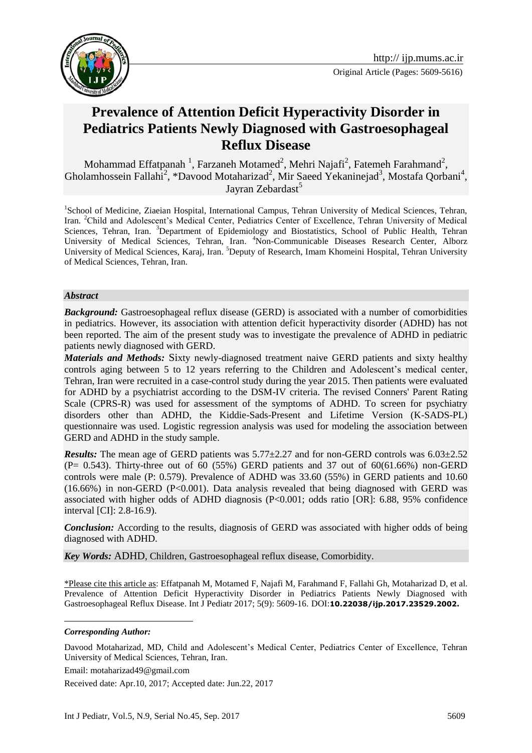Original Article (Pages: 5609-5616)

# Prevalence of Attention Deficit Hyperactivity Disorder in Pediatrics Patients Newly Diagnosed with Gastroesophageal Reflux Disease

Mohammad Effatpanah [1], Farzaneh Motamed[2], Mehri Najafi[2], Fatemeh Farahmand[2], Gholamhossein Fallahi[2], *Davood Motaharizad[2], Mir Saeed Yekaninejad[3], Mostafa Qorbani[4], Jayran Zebardast[5]

[1]School of Medicine, Ziaeian Hospital, International Campus, Tehran University of Medical Sciences, Tehran, Iran. [2]Child and Adolescent's Medical Center, Pediatrics Center of Excellence, Tehran University of Medical Sciences, Tehran, Iran. [3]Department of Epidemiology and Biostatistics, School of Public Health, Tehran University of Medical Sciences, Tehran, Iran. [4]Non-Communicable Diseases Research Center, Alborz University of Medical Sciences, Karaj, Iran. [5]Deputy of Research, Imam Khomeini Hospital, Tehran University of Medical Sciences, Tehran, Iran.

### *Abstract*

***Background:*** Gastroesophageal reflux disease (GERD) is associated with a number of comorbidities in pediatrics. However, its association with attention deficit hyperactivity disorder (ADHD) has not been reported. The aim of the present study was to investigate the prevalence of ADHD in pediatric patients newly diagnosed with GERD.

***Materials and Methods:*** Sixty newly-diagnosed treatment naive GERD patients and sixty healthy controls aging between 5 to 12 years referring to the Children and Adolescent's medical center, Tehran, Iran were recruited in a case-control study during the year 2015. Then patients were evaluated for ADHD by a psychiatrist according to the DSM-IV criteria. The revised Conners' Parent Rating Scale (CPRS-R) was used for assessment of the symptoms of ADHD. To screen for psychiatry disorders other than ADHD, the Kiddie-Sads-Present and Lifetime Version (K-SADS-PL) questionnaire was used. Logistic regression analysis was used for modeling the association between GERD and ADHD in the study sample.

***Results:*** The mean age of GERD patients was 5.77±2.27 and for non-GERD controls was 6.03±2.52 (P= 0.543). Thirty-three out of 60 (55%) GERD patients and 37 out of 60(61.66%) non-GERD controls were male (P: 0.579). Prevalence of ADHD was 33.60 (55%) in GERD patients and 10.60 (16.66%) in non-GERD (P<0.001). Data analysis revealed that being diagnosed with GERD was associated with higher odds of ADHD diagnosis (P<0.001; odds ratio [OR]: 6.88, 95% confidence interval [CI]: 2.8-16.9).

***Conclusion:*** According to the results, diagnosis of GERD was associated with higher odds of being diagnosed with ADHD.

***Key Words:*** ADHD, Children, Gastroesophageal reflux disease, Comorbidity.

\*Please cite this article as: Effatpanah M, Motamed F, Najafi M, Farahmand F, Fallahi Gh, Motaharizad D, et al. Prevalence of Attention Deficit Hyperactivity Disorder in Pediatrics Patients Newly Diagnosed with Gastroesophageal Reflux Disease. Int J Pediatr 2017; 5(9): 5609-16. DOI:**10.22038/ijp.2017.23529.2002.**

---

***Corresponding Author:***

Davood Motaharizad, MD, Child and Adolescent's Medical Center, Pediatrics Center of Excellence, Tehran University of Medical Sciences, Tehran, Iran.

Email: motaharizad49@gmail.com

Received date: Apr.10, 2017; Accepted date: Jun.22, 2017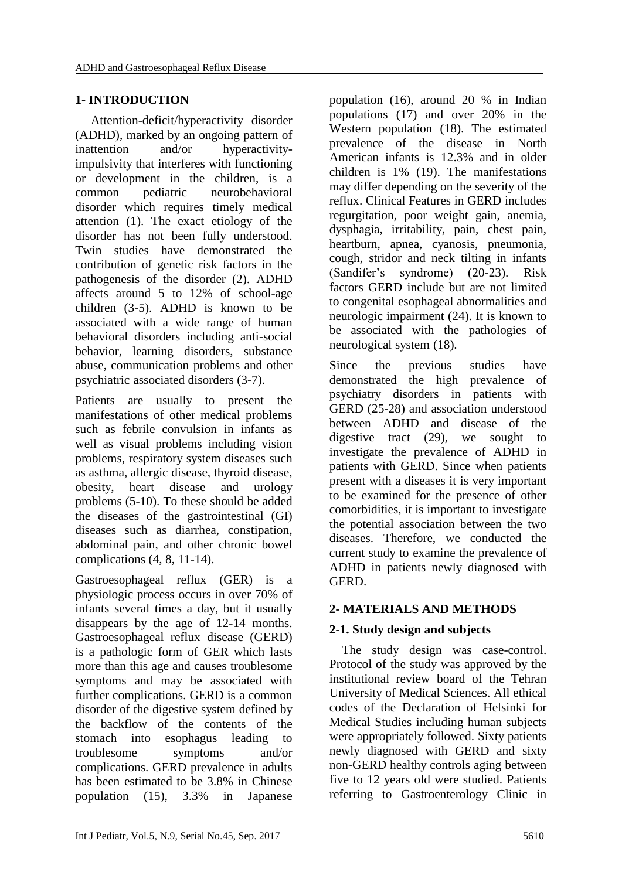## 1- INTRODUCTION

Attention-deficit/hyperactivity disorder (ADHD), marked by an ongoing pattern of inattention and/or hyperactivity-impulsivity that interferes with functioning or development in the children, is a common pediatric neurobehavioral disorder which requires timely medical attention (1). The exact etiology of the disorder has not been fully understood. Twin studies have demonstrated the contribution of genetic risk factors in the pathogenesis of the disorder (2). ADHD affects around 5 to 12% of school-age children (3-5). ADHD is known to be associated with a wide range of human behavioral disorders including anti-social behavior, learning disorders, substance abuse, communication problems and other psychiatric associated disorders (3-7).

Patients are usually to present the manifestations of other medical problems such as febrile convulsion in infants as well as visual problems including vision problems, respiratory system diseases such as asthma, allergic disease, thyroid disease, obesity, heart disease and urology problems (5-10). To these should be added the diseases of the gastrointestinal (GI) diseases such as diarrhea, constipation, abdominal pain, and other chronic bowel complications (4, 8, 11-14).

Gastroesophageal reflux (GER) is a physiologic process occurs in over 70% of infants several times a day, but it usually disappears by the age of 12-14 months. Gastroesophageal reflux disease (GERD) is a pathologic form of GER which lasts more than this age and causes troublesome symptoms and may be associated with further complications. GERD is a common disorder of the digestive system defined by the backflow of the contents of the stomach into esophagus leading to troublesome symptoms and/or complications. GERD prevalence in adults has been estimated to be 3.8% in Chinese population (15), 3.3% in Japanese population (16), around 20 % in Indian populations (17) and over 20% in the Western population (18). The estimated prevalence of the disease in North American infants is 12.3% and in older children is 1% (19). The manifestations may differ depending on the severity of the reflux. Clinical Features in GERD includes regurgitation, poor weight gain, anemia, dysphagia, irritability, pain, chest pain, heartburn, apnea, cyanosis, pneumonia, cough, stridor and neck tilting in infants (Sandifer's syndrome) (20-23). Risk factors GERD include but are not limited to congenital esophageal abnormalities and neurologic impairment (24). It is known to be associated with the pathologies of neurological system (18).

Since the previous studies have demonstrated the high prevalence of psychiatry disorders in patients with GERD (25-28) and association understood between ADHD and disease of the digestive tract (29), we sought to investigate the prevalence of ADHD in patients with GERD. Since when patients present with a diseases it is very important to be examined for the presence of other comorbidities, it is important to investigate the potential association between the two diseases. Therefore, we conducted the current study to examine the prevalence of ADHD in patients newly diagnosed with GERD.

## 2- MATERIALS AND METHODS

### 2-1. Study design and subjects

The study design was case-control. Protocol of the study was approved by the institutional review board of the Tehran University of Medical Sciences. All ethical codes of the Declaration of Helsinki for Medical Studies including human subjects were appropriately followed. Sixty patients newly diagnosed with GERD and sixty non-GERD healthy controls aging between five to 12 years old were studied. Patients referring to Gastroenterology Clinic in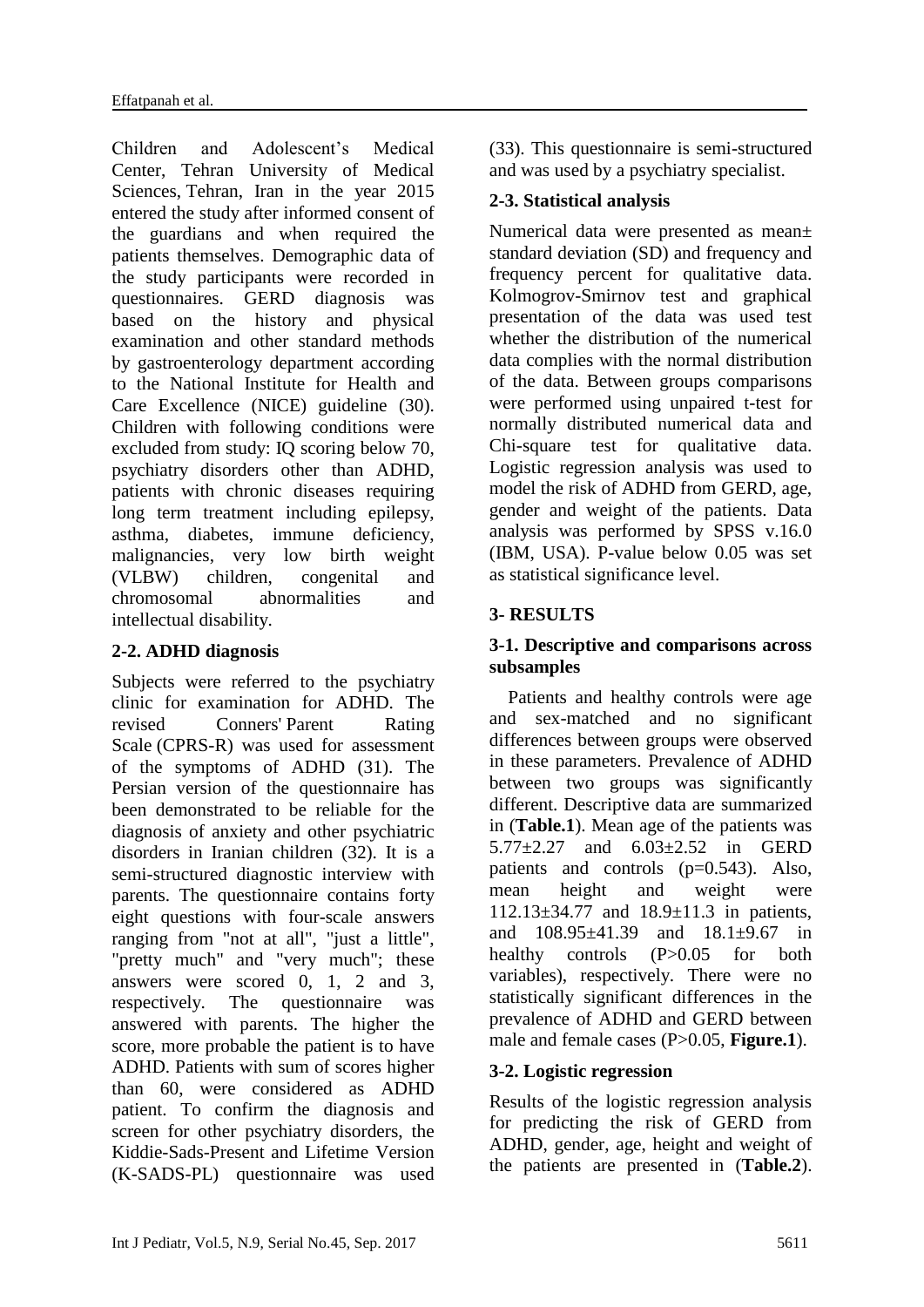Children and Adolescent's Medical Center, Tehran University of Medical Sciences, Tehran, Iran in the year 2015 entered the study after informed consent of the guardians and when required the patients themselves. Demographic data of the study participants were recorded in questionnaires. GERD diagnosis was based on the history and physical examination and other standard methods by gastroenterology department according to the National Institute for Health and Care Excellence (NICE) guideline (30). Children with following conditions were excluded from study: IQ scoring below 70, psychiatry disorders other than ADHD, patients with chronic diseases requiring long term treatment including epilepsy, asthma, diabetes, immune deficiency, malignancies, very low birth weight (VLBW) children, congenital and chromosomal abnormalities and intellectual disability.

### 2-2. ADHD diagnosis

Subjects were referred to the psychiatry clinic for examination for ADHD. The revised Conners' Parent Rating Scale (CPRS-R) was used for assessment of the symptoms of ADHD (31). The Persian version of the questionnaire has been demonstrated to be reliable for the diagnosis of anxiety and other psychiatric disorders in Iranian children (32). It is a semi-structured diagnostic interview with parents. The questionnaire contains forty eight questions with four-scale answers ranging from "not at all", "just a little", "pretty much" and "very much"; these answers were scored 0, 1, 2 and 3, respectively. The questionnaire was answered with parents. The higher the score, more probable the patient is to have ADHD. Patients with sum of scores higher than 60, were considered as ADHD patient. To confirm the diagnosis and screen for other psychiatry disorders, the Kiddie-Sads-Present and Lifetime Version (K-SADS-PL) questionnaire was used (33). This questionnaire is semi-structured and was used by a psychiatry specialist.

### 2-3. Statistical analysis

Numerical data were presented as mean± standard deviation (SD) and frequency and frequency percent for qualitative data. Kolmogrov-Smirnov test and graphical presentation of the data was used test whether the distribution of the numerical data complies with the normal distribution of the data. Between groups comparisons were performed using unpaired t-test for normally distributed numerical data and Chi-square test for qualitative data. Logistic regression analysis was used to model the risk of ADHD from GERD, age, gender and weight of the patients. Data analysis was performed by SPSS v.16.0 (IBM, USA). P-value below 0.05 was set as statistical significance level.

## 3- RESULTS

### 3-1. Descriptive and comparisons across subsamples

Patients and healthy controls were age and sex-matched and no significant differences between groups were observed in these parameters. Prevalence of ADHD between two groups was significantly different. Descriptive data are summarized in (**Table.1**). Mean age of the patients was 5.77±2.27 and 6.03±2.52 in GERD patients and controls (p=0.543). Also, mean height and weight were 112.13±34.77 and 18.9±11.3 in patients, and 108.95±41.39 and 18.1±9.67 in healthy controls (P>0.05 for both variables), respectively. There were no statistically significant differences in the prevalence of ADHD and GERD between male and female cases (P>0.05, **Figure.1**).

### 3-2. Logistic regression

Results of the logistic regression analysis for predicting the risk of GERD from ADHD, gender, age, height and weight of the patients are presented in (**Table.2**).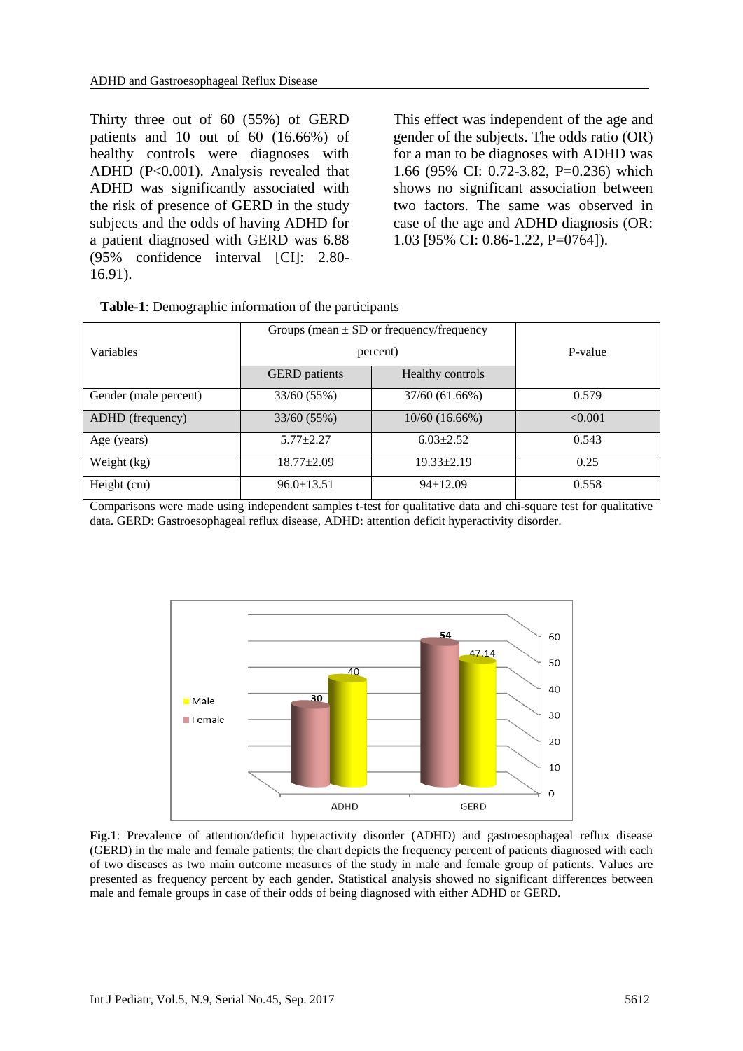Thirty three out of 60 (55%) of GERD patients and 10 out of 60 (16.66%) of healthy controls were diagnoses with ADHD (P<0.001). Analysis revealed that ADHD was significantly associated with the risk of presence of GERD in the study subjects and the odds of having ADHD for a patient diagnosed with GERD was 6.88 (95% confidence interval [CI]: 2.80-16.91). This effect was independent of the age and gender of the subjects. The odds ratio (OR) for a man to be diagnoses with ADHD was 1.66 (95% CI: 0.72-3.82, P=0.236) which shows no significant association between two factors. The same was observed in case of the age and ADHD diagnosis (OR: 1.03 [95% CI: 0.86-1.22, P=0764]).

**Table-1**: Demographic information of the participants

| Variables | Groups (mean ± SD or frequency/frequency percent) | | P-value |
|---|---|---|---|
| | GERD patients | Healthy controls | |
| Gender (male percent) | 33/60 (55%) | 37/60 (61.66%) | 0.579 |
| ADHD (frequency) | 33/60 (55%) | 10/60 (16.66%) | <0.001 |
| Age (years) | 5.77±2.27 | 6.03±2.52 | 0.543 |
| Weight (kg) | 18.77±2.09 | 19.33±2.19 | 0.25 |
| Height (cm) | 96.0±13.51 | 94±12.09 | 0.558 |

Comparisons were made using independent samples t-test for qualitative data and chi-square test for qualitative data. GERD: Gastroesophageal reflux disease, ADHD: attention deficit hyperactivity disorder.

**Fig.1**: Prevalence of attention/deficit hyperactivity disorder (ADHD) and gastroesophageal reflux disease (GERD) in the male and female patients; the chart depicts the frequency percent of patients diagnosed with each of two diseases as two main outcome measures of the study in male and female group of patients. Values are presented as frequency percent by each gender. Statistical analysis showed no significant differences between male and female groups in case of their odds of being diagnosed with either ADHD or GERD.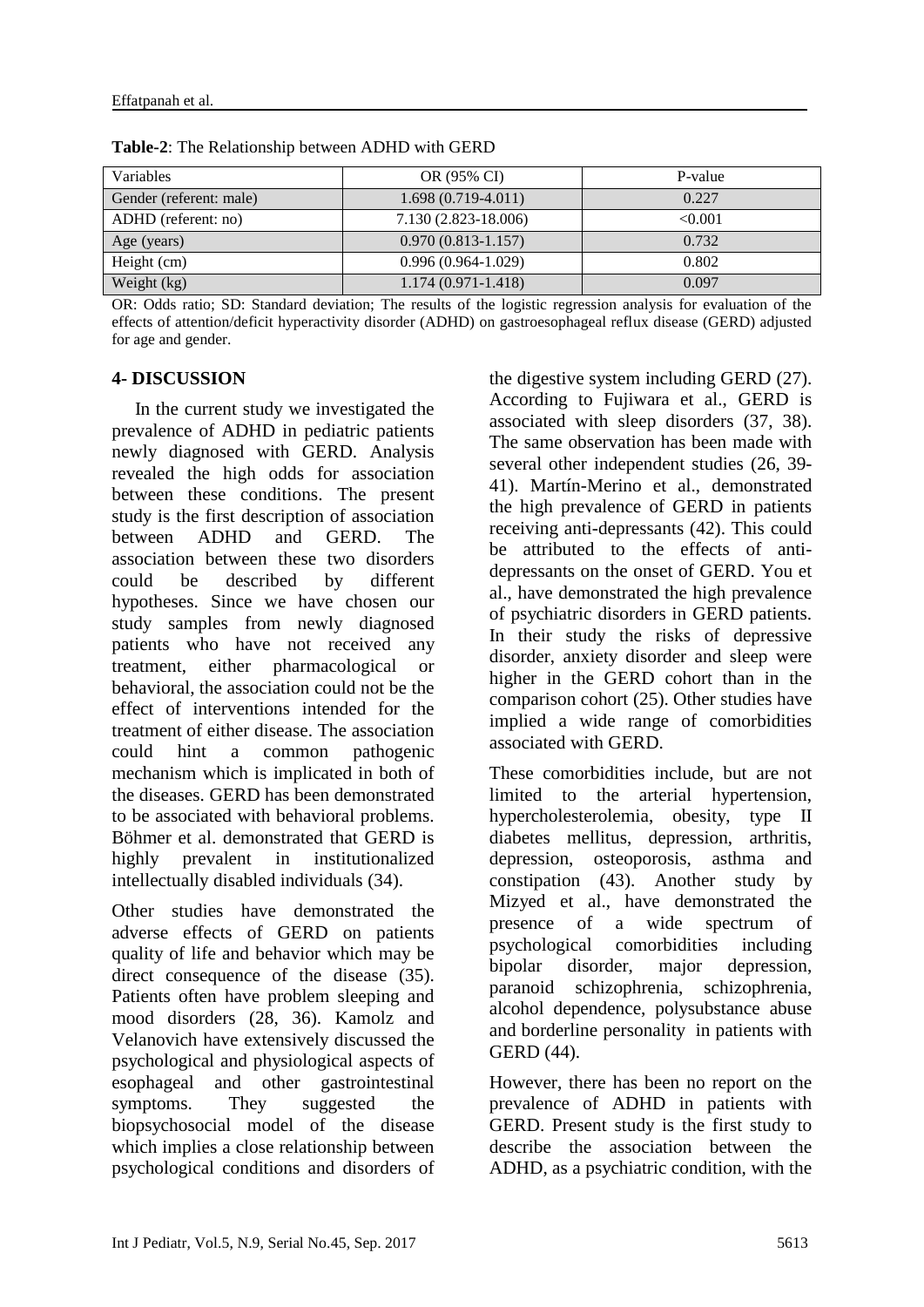**Table-2**: The Relationship between ADHD with GERD

| Variables | OR (95% CI) | P-value |
|---|---|---|
| Gender (referent: male) | 1.698 (0.719-4.011) | 0.227 |
| ADHD (referent: no) | 7.130 (2.823-18.006) | <0.001 |
| Age (years) | 0.970 (0.813-1.157) | 0.732 |
| Height (cm) | 0.996 (0.964-1.029) | 0.802 |
| Weight (kg) | 1.174 (0.971-1.418) | 0.097 |

OR: Odds ratio; SD: Standard deviation; The results of the logistic regression analysis for evaluation of the effects of attention/deficit hyperactivity disorder (ADHD) on gastroesophageal reflux disease (GERD) adjusted for age and gender.

## 4- DISCUSSION

In the current study we investigated the prevalence of ADHD in pediatric patients newly diagnosed with GERD. Analysis revealed the high odds for association between these conditions. The present study is the first description of association between ADHD and GERD. The association between these two disorders could be described by different hypotheses. Since we have chosen our study samples from newly diagnosed patients who have not received any treatment, either pharmacological or behavioral, the association could not be the effect of interventions intended for the treatment of either disease. The association could hint a common pathogenic mechanism which is implicated in both of the diseases. GERD has been demonstrated to be associated with behavioral problems. Böhmer et al. demonstrated that GERD is highly prevalent in institutionalized intellectually disabled individuals (34).

Other studies have demonstrated the adverse effects of GERD on patients quality of life and behavior which may be direct consequence of the disease (35). Patients often have problem sleeping and mood disorders (28, 36). Kamolz and Velanovich have extensively discussed the psychological and physiological aspects of esophageal and other gastrointestinal symptoms. They suggested the biopsychosocial model of the disease which implies a close relationship between psychological conditions and disorders of the digestive system including GERD (27). According to Fujiwara et al., GERD is associated with sleep disorders (37, 38). The same observation has been made with several other independent studies (26, 39-41). Martín-Merino et al., demonstrated the high prevalence of GERD in patients receiving anti-depressants (42). This could be attributed to the effects of anti-depressants on the onset of GERD. You et al., have demonstrated the high prevalence of psychiatric disorders in GERD patients. In their study the risks of depressive disorder, anxiety disorder and sleep were higher in the GERD cohort than in the comparison cohort (25). Other studies have implied a wide range of comorbidities associated with GERD.

These comorbidities include, but are not limited to the arterial hypertension, hypercholesterolemia, obesity, type II diabetes mellitus, depression, arthritis, depression, osteoporosis, asthma and constipation (43). Another study by Mizyed et al., have demonstrated the presence of a wide spectrum of psychological comorbidities including bipolar disorder, major depression, paranoid schizophrenia, schizophrenia, alcohol dependence, polysubstance abuse and borderline personality in patients with GERD (44).

However, there has been no report on the prevalence of ADHD in patients with GERD. Present study is the first study to describe the association between the ADHD, as a psychiatric condition, with the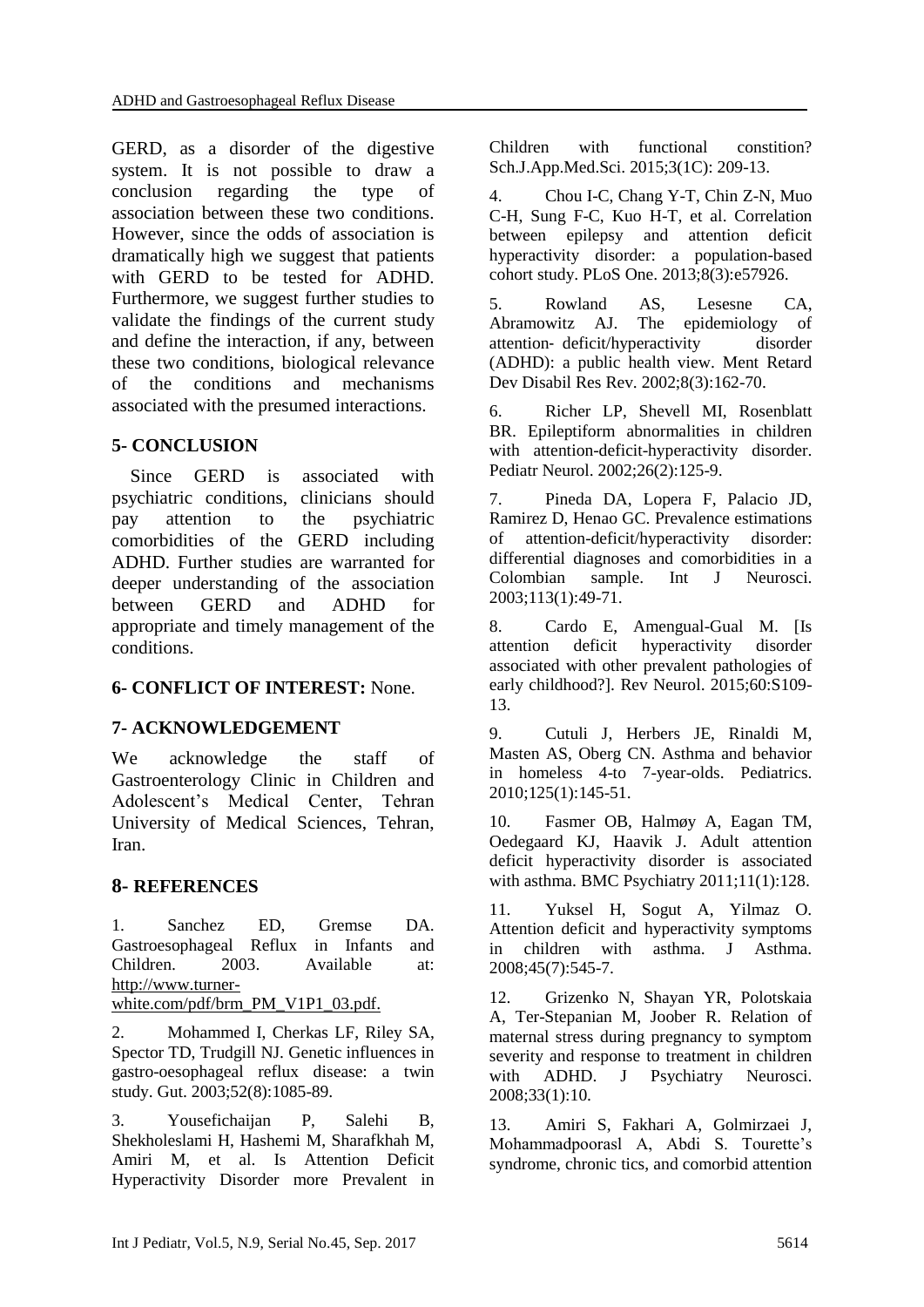GERD, as a disorder of the digestive system. It is not possible to draw a conclusion regarding the type of association between these two conditions. However, since the odds of association is dramatically high we suggest that patients with GERD to be tested for ADHD. Furthermore, we suggest further studies to validate the findings of the current study and define the interaction, if any, between these two conditions, biological relevance of the conditions and mechanisms associated with the presumed interactions.

## 5- CONCLUSION

Since GERD is associated with psychiatric conditions, clinicians should pay attention to the psychiatric comorbidities of the GERD including ADHD. Further studies are warranted for deeper understanding of the association between GERD and ADHD for appropriate and timely management of the conditions.

## 6- CONFLICT OF INTEREST: None.

## 7- ACKNOWLEDGEMENT

We acknowledge the staff of Gastroenterology Clinic in Children and Adolescent's Medical Center, Tehran University of Medical Sciences, Tehran, Iran.

## 8- REFERENCES

1. Sanchez ED, Gremse DA. Gastroesophageal Reflux in Infants and Children. 2003. Available at: http://www.turner-white.com/pdf/brm_PM_V1P1_03.pdf.

2. Mohammed I, Cherkas LF, Riley SA, Spector TD, Trudgill NJ. Genetic influences in gastro-oesophageal reflux disease: a twin study. Gut. 2003;52(8):1085-89.

3. Yousefichaijan P, Salehi B, Shekholeslami H, Hashemi M, Sharafkhah M, Amiri M, et al. Is Attention Deficit Hyperactivity Disorder more Prevalent in Children with functional constition? Sch.J.App.Med.Sci. 2015;3(1C): 209-13.

4. Chou I-C, Chang Y-T, Chin Z-N, Muo C-H, Sung F-C, Kuo H-T, et al. Correlation between epilepsy and attention deficit hyperactivity disorder: a population-based cohort study. PLoS One. 2013;8(3):e57926.

5. Rowland AS, Lesesne CA, Abramowitz AJ. The epidemiology of attention- deficit/hyperactivity disorder (ADHD): a public health view. Ment Retard Dev Disabil Res Rev. 2002;8(3):162-70.

6. Richer LP, Shevell MI, Rosenblatt BR. Epileptiform abnormalities in children with attention-deficit-hyperactivity disorder. Pediatr Neurol. 2002;26(2):125-9.

7. Pineda DA, Lopera F, Palacio JD, Ramirez D, Henao GC. Prevalence estimations of attention-deficit/hyperactivity disorder: differential diagnoses and comorbidities in a Colombian sample. Int J Neurosci. 2003;113(1):49-71.

8. Cardo E, Amengual-Gual M. [Is attention deficit hyperactivity disorder associated with other prevalent pathologies of early childhood?]. Rev Neurol. 2015;60:S109-13.

9. Cutuli J, Herbers JE, Rinaldi M, Masten AS, Oberg CN. Asthma and behavior in homeless 4-to 7-year-olds. Pediatrics. 2010;125(1):145-51.

10. Fasmer OB, Halmøy A, Eagan TM, Oedegaard KJ, Haavik J. Adult attention deficit hyperactivity disorder is associated with asthma. BMC Psychiatry 2011;11(1):128.

11. Yuksel H, Sogut A, Yilmaz O. Attention deficit and hyperactivity symptoms in children with asthma. J Asthma. 2008;45(7):545-7.

12. Grizenko N, Shayan YR, Polotskaia A, Ter-Stepanian M, Joober R. Relation of maternal stress during pregnancy to symptom severity and response to treatment in children with ADHD. J Psychiatry Neurosci. 2008;33(1):10.

13. Amiri S, Fakhari A, Golmirzaei J, Mohammadpoorasl A, Abdi S. Tourette's syndrome, chronic tics, and comorbid attention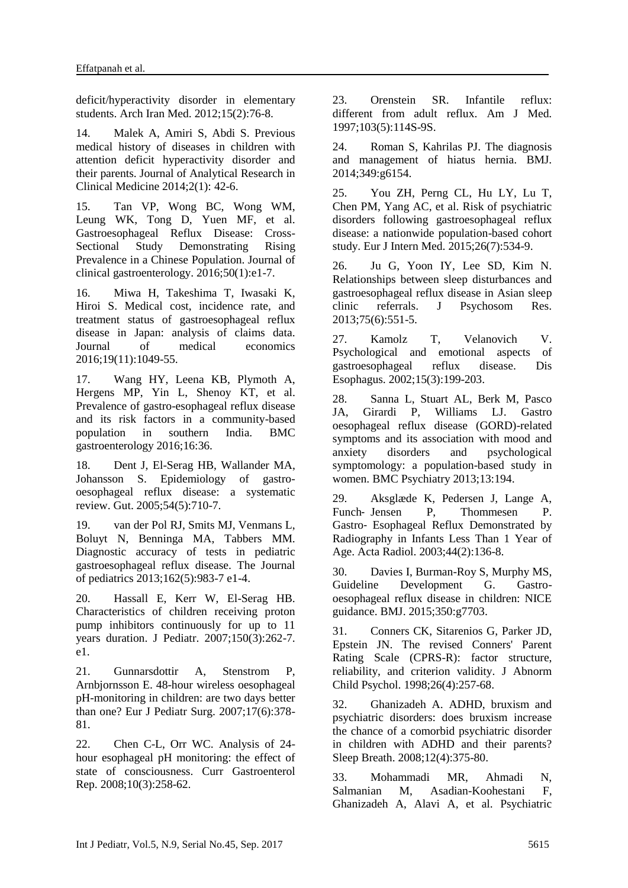deficit/hyperactivity disorder in elementary students. Arch Iran Med. 2012;15(2):76-8.

14. Malek A, Amiri S, Abdi S. Previous medical history of diseases in children with attention deficit hyperactivity disorder and their parents. Journal of Analytical Research in Clinical Medicine 2014;2(1): 42-6.

15. Tan VP, Wong BC, Wong WM, Leung WK, Tong D, Yuen MF, et al. Gastroesophageal Reflux Disease: Cross-Sectional Study Demonstrating Rising Prevalence in a Chinese Population. Journal of clinical gastroenterology. 2016;50(1):e1-7.

16. Miwa H, Takeshima T, Iwasaki K, Hiroi S. Medical cost, incidence rate, and treatment status of gastroesophageal reflux disease in Japan: analysis of claims data. Journal of medical economics 2016;19(11):1049-55.

17. Wang HY, Leena KB, Plymoth A, Hergens MP, Yin L, Shenoy KT, et al. Prevalence of gastro-esophageal reflux disease and its risk factors in a community-based population in southern India. BMC gastroenterology 2016;16:36.

18. Dent J, El-Serag HB, Wallander MA, Johansson S. Epidemiology of gastro-oesophageal reflux disease: a systematic review. Gut. 2005;54(5):710-7.

19. van der Pol RJ, Smits MJ, Venmans L, Boluyt N, Benninga MA, Tabbers MM. Diagnostic accuracy of tests in pediatric gastroesophageal reflux disease. The Journal of pediatrics 2013;162(5):983-7 e1-4.

20. Hassall E, Kerr W, El-Serag HB. Characteristics of children receiving proton pump inhibitors continuously for up to 11 years duration. J Pediatr. 2007;150(3):262-7. e1.

21. Gunnarsdottir A, Stenstrom P, Arnbjornsson E. 48-hour wireless oesophageal pH-monitoring in children: are two days better than one? Eur J Pediatr Surg. 2007;17(6):378-81.

22. Chen C-L, Orr WC. Analysis of 24-hour esophageal pH monitoring: the effect of state of consciousness. Curr Gastroenterol Rep. 2008;10(3):258-62.

23. Orenstein SR. Infantile reflux: different from adult reflux. Am J Med. 1997;103(5):114S-9S.

24. Roman S, Kahrilas PJ. The diagnosis and management of hiatus hernia. BMJ. 2014;349:g6154.

25. You ZH, Perng CL, Hu LY, Lu T, Chen PM, Yang AC, et al. Risk of psychiatric disorders following gastroesophageal reflux disease: a nationwide population-based cohort study. Eur J Intern Med. 2015;26(7):534-9.

26. Ju G, Yoon IY, Lee SD, Kim N. Relationships between sleep disturbances and gastroesophageal reflux disease in Asian sleep clinic referrals. J Psychosom Res. 2013;75(6):551-5.

27. Kamolz T, Velanovich V. Psychological and emotional aspects of gastroesophageal reflux disease. Dis Esophagus. 2002;15(3):199-203.

28. Sanna L, Stuart AL, Berk M, Pasco JA, Girardi P, Williams LJ. Gastro oesophageal reflux disease (GORD)-related symptoms and its association with mood and anxiety disorders and psychological symptomology: a population-based study in women. BMC Psychiatry 2013;13:194.

29. Aksglæde K, Pedersen J, Lange A, Funch‐Jensen P, Thommesen P. Gastro‐Esophageal Reflux Demonstrated by Radiography in Infants Less Than 1 Year of Age. Acta Radiol. 2003;44(2):136-8.

30. Davies I, Burman-Roy S, Murphy MS, Guideline Development G. Gastro-oesophageal reflux disease in children: NICE guidance. BMJ. 2015;350:g7703.

31. Conners CK, Sitarenios G, Parker JD, Epstein JN. The revised Conners' Parent Rating Scale (CPRS-R): factor structure, reliability, and criterion validity. J Abnorm Child Psychol. 1998;26(4):257-68.

32. Ghanizadeh A. ADHD, bruxism and psychiatric disorders: does bruxism increase the chance of a comorbid psychiatric disorder in children with ADHD and their parents? Sleep Breath. 2008;12(4):375-80.

33. Mohammadi MR, Ahmadi N, Salmanian M, Asadian-Koohestani F, Ghanizadeh A, Alavi A, et al. Psychiatric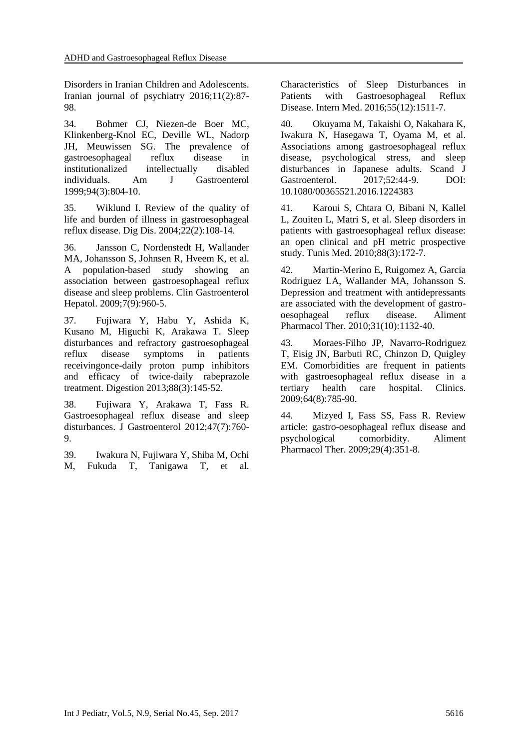Disorders in Iranian Children and Adolescents. Iranian journal of psychiatry 2016;11(2):87-98.

34. Bohmer CJ, Niezen-de Boer MC, Klinkenberg-Knol EC, Deville WL, Nadorp JH, Meuwissen SG. The prevalence of gastroesophageal reflux disease in institutionalized intellectually disabled individuals. Am J Gastroenterol 1999;94(3):804-10.

35. Wiklund I. Review of the quality of life and burden of illness in gastroesophageal reflux disease. Dig Dis. 2004;22(2):108-14.

36. Jansson C, Nordenstedt H, Wallander MA, Johansson S, Johnsen R, Hveem K, et al. A population-based study showing an association between gastroesophageal reflux disease and sleep problems. Clin Gastroenterol Hepatol. 2009;7(9):960-5.

37. Fujiwara Y, Habu Y, Ashida K, Kusano M, Higuchi K, Arakawa T. Sleep disturbances and refractory gastroesophageal reflux disease symptoms in patients receivingonce-daily proton pump inhibitors and efficacy of twice-daily rabeprazole treatment. Digestion 2013;88(3):145-52.

38. Fujiwara Y, Arakawa T, Fass R. Gastroesophageal reflux disease and sleep disturbances. J Gastroenterol 2012;47(7):760-9.

39. Iwakura N, Fujiwara Y, Shiba M, Ochi M, Fukuda T, Tanigawa T, et al. Characteristics of Sleep Disturbances in Patients with Gastroesophageal Reflux Disease. Intern Med. 2016;55(12):1511-7.

40. Okuyama M, Takaishi O, Nakahara K, Iwakura N, Hasegawa T, Oyama M, et al. Associations among gastroesophageal reflux disease, psychological stress, and sleep disturbances in Japanese adults. Scand J Gastroenterol. 2017;52:44-9. DOI: 10.1080/00365521.2016.1224383

41. Karoui S, Chtara O, Bibani N, Kallel L, Zouiten L, Matri S, et al. Sleep disorders in patients with gastroesophageal reflux disease: an open clinical and pH metric prospective study. Tunis Med. 2010;88(3):172-7.

42. Martin-Merino E, Ruigomez A, Garcia Rodriguez LA, Wallander MA, Johansson S. Depression and treatment with antidepressants are associated with the development of gastro-oesophageal reflux disease. Aliment Pharmacol Ther. 2010;31(10):1132-40.

43. Moraes-Filho JP, Navarro-Rodriguez T, Eisig JN, Barbuti RC, Chinzon D, Quigley EM. Comorbidities are frequent in patients with gastroesophageal reflux disease in a tertiary health care hospital. Clinics. 2009;64(8):785-90.

44. Mizyed I, Fass SS, Fass R. Review article: gastro-oesophageal reflux disease and psychological comorbidity. Aliment Pharmacol Ther. 2009;29(4):351-8.